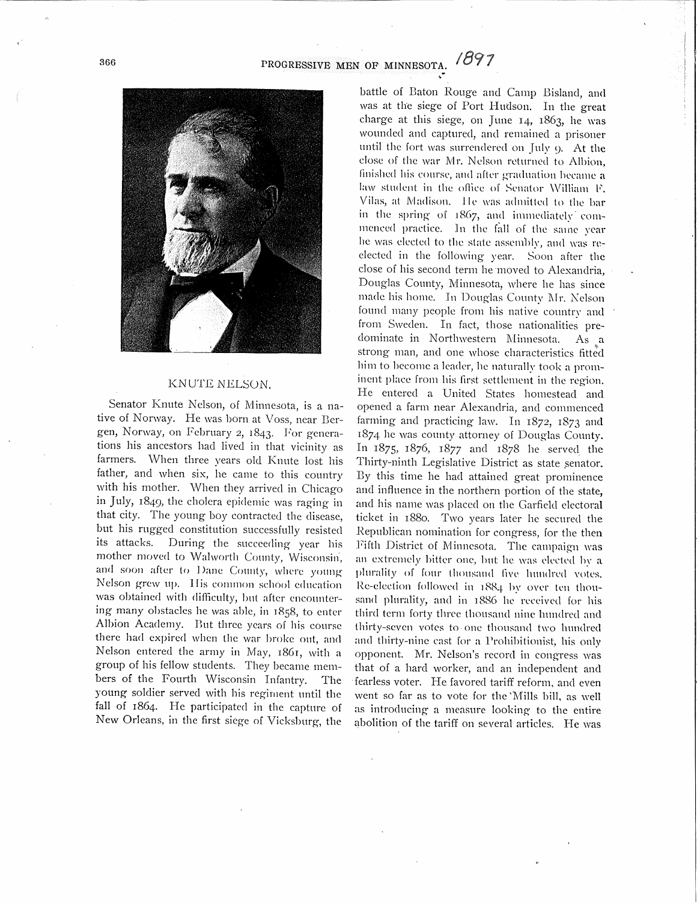## KNUTE NELSON.

Senator Knute Nelson, of Minnesota, is a native of Norway. He was born at Voss, near Bergen, Norway, on February 2, 1843. For generations his ancestors had lived in that vicinity as farmers. When three years old Knute lost his father, and when six, he came to this country with his mother. When they arrived in Chicago in July, 1849, the cholera epidemic was raging in that city. The young boy contracted the disease, but his rugged constitution successfully resisted its attacks. During the succeeding year his mother moved to Walworth County, Wisconsin, and soon after to Dane County, where young Nelson grew up. His common school education was obtained with difficulty, but after encountering many obstacles he was able, in 1858, to enter Albion Academy. But three years of his course there had expired when the war broke out, and Nelson entered the army in May, 1861, with a group of his fellow students. They became members of the Fourth Wisconsin Infantry. The young soldier served with his regiment until the fall of 1864. He participated in the capture of New Orleans, in the first siege of Vicksburg, the battle of Baton Rouge and Camp Bisland, and was at the siege of Port Hudson. In the great charge at this siege, on June 14, 1863, he was wounded and captured, and remained a prisoner until the fort was surrendered on July 9. At the close of the war Mr. Nelson returned to Albion, finished his course, and after graduation became a law student in the office of Senator William F. Vilas, at Madison. He was admitted to the bar in the spring of 1867, and immediately commenced practice. In the fall of the same year he was elected to the state assembly, and was re-elected in the following year. Soon after the close of his second term he moved to Alexandria, Douglas County, Minnesota, where he has since made his home. In Douglas County Mr. Nelson found many people from his native country and from Sweden. In fact, those nationalities predominate in Northwestern Minnesota. As a strong man, and one whose characteristics fitted him to become a leader, he naturally took a prominent place from his first settlement in the region. He entered a United States homestead and opened a farm near Alexandria, and commenced farming and practicing law. In 1872, 1873 and 1874 he was county attorney of Douglas County. In 1875, 1876, 1877 and 1878 he served the Thirty-ninth Legislative District as state senator. By this time he had attained great prominence and influence in the northern portion of the state, and his name was placed on the Garfield electoral ticket in 1880. Two years later he secured the Republican nomination for congress, for the then Fifth District of Minnesota. The campaign was an extremely bitter one, but he was elected by a plurality of four thousand five hundred votes. Re-election followed in 1884 by over ten thousand plurality, and in 1886 he received for his third term forty three thousand nine hundred and thirty-seven votes to one thousand two hundred and thirty-nine cast for a Prohibitionist, his only opponent. Mr. Nelson's record in congress was that of a hard worker, and an independent and fearless voter. He favored tariff reform, and even went so far as to vote for the Mills bill, as well as introducing a measure looking to the entire abolition of the tariff on several articles. He was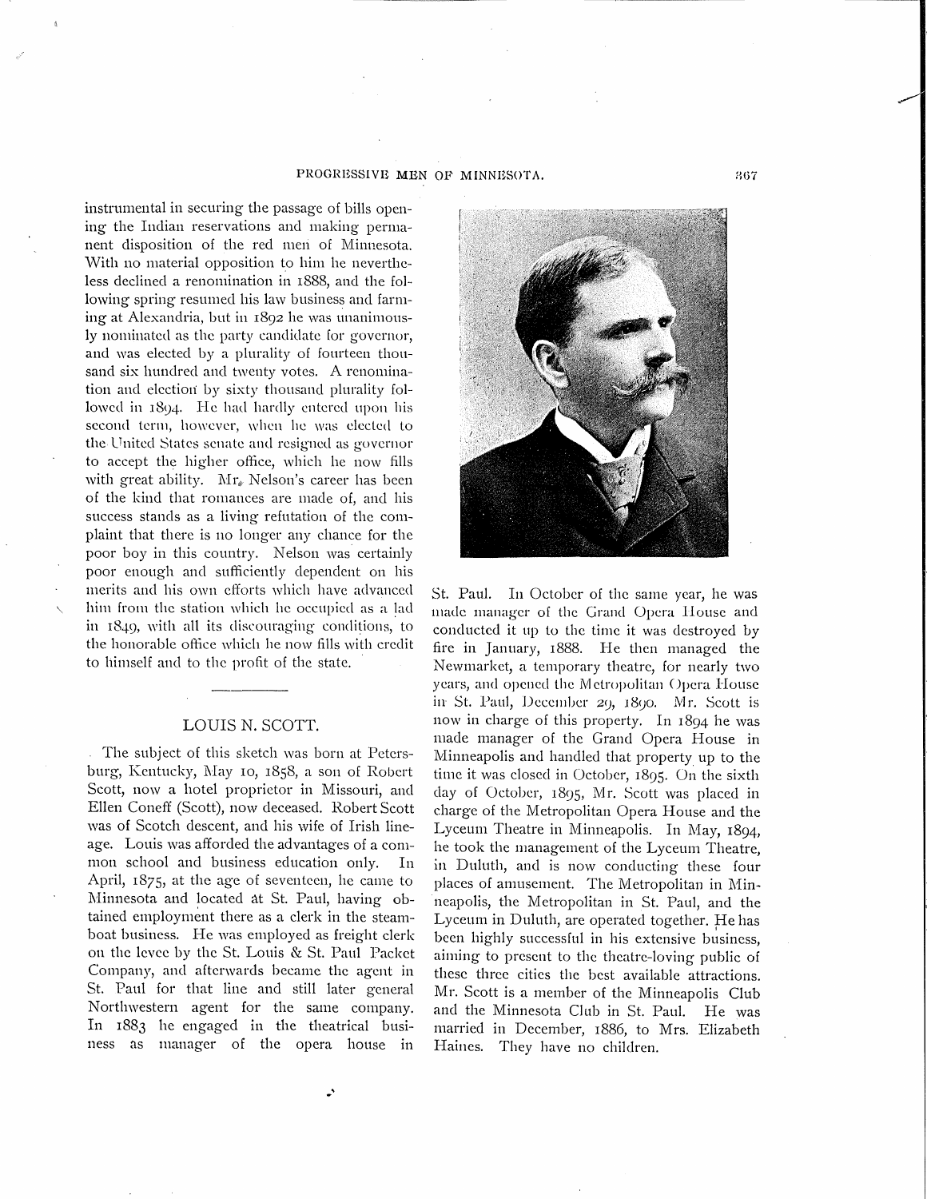instrumental in securing the passage of bills opening the Indian reservations and making permanent disposition of the red men of Minnesota. With no material opposition to him he nevertheless declined a renomination in 1888, and the following spring resumed his law business and farming at Alexandria, but in 1892 he was unanimously nominated as the party candidate for governor, and was elected by a plurality of fourteen thousand six hundred and twenty votes. A renomination and election by sixty thousand plurality followed in 1894. He had hardly entered upon his second term, however, when he was elected to the United States senate and resigned as governor to accept the higher office, which he now fills with great ability. Mr. Nelson's career has been of the kind that romances are made of, and his success stands as a living refutation of the complaint that there is no longer any chance for the poor boy in this country. Nelson was certainly poor enough and sufficiently dependent on his merits and his own efforts which have advanced him from the station which he occupied as a lad in 1849, with all its discouraging conditions, to the honorable office which he now fills with credit to himself and to the profit of the state.

---

## LOUIS N. SCOTT.

The subject of this sketch was born at Petersburg, Kentucky, May 10, 1858, a son of Robert Scott, now a hotel proprietor in Missouri, and Ellen Coneff (Scott), now deceased. Robert Scott was of Scotch descent, and his wife of Irish lineage. Louis was afforded the advantages of a common school and business education only. In April, 1875, at the age of seventeen, he came to Minnesota and located at St. Paul, having obtained employment there as a clerk in the steamboat business. He was employed as freight clerk on the levee by the St. Louis & St. Paul Packet Company, and afterwards became the agent in St. Paul for that line and still later general Northwestern agent for the same company. In 1883 he engaged in the theatrical business as manager of the opera house in St. Paul. In October of the same year, he was made manager of the Grand Opera House and conducted it up to the time it was destroyed by fire in January, 1888. He then managed the Newmarket, a temporary theatre, for nearly two years, and opened the Metropolitan Opera House in St. Paul, December 29, 1890. Mr. Scott is now in charge of this property. In 1894 he was made manager of the Grand Opera House in Minneapolis and handled that property up to the time it was closed in October, 1895. On the sixth day of October, 1895, Mr. Scott was placed in charge of the Metropolitan Opera House and the Lyceum Theatre in Minneapolis. In May, 1894, he took the management of the Lyceum Theatre, in Duluth, and is now conducting these four places of amusement. The Metropolitan in Minneapolis, the Metropolitan in St. Paul, and the Lyceum in Duluth, are operated together. He has been highly successful in his extensive business, aiming to present to the theatre-loving public of these three cities the best available attractions. Mr. Scott is a member of the Minneapolis Club and the Minnesota Club in St. Paul. He was married in December, 1886, to Mrs. Elizabeth Haines. They have no children.